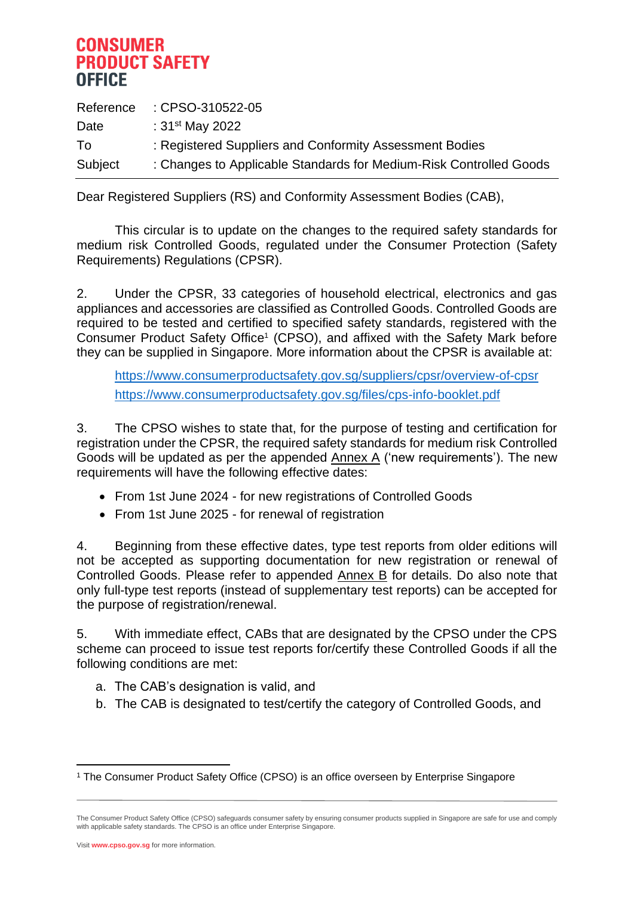# CONSUMER PRODUCT SAFETY OFFICE

| | |
|---|---|
| Reference | : CPSO-310522-05 |
| Date | : 31st May 2022 |
| To | : Registered Suppliers and Conformity Assessment Bodies |
| Subject | : Changes to Applicable Standards for Medium-Risk Controlled Goods |

Dear Registered Suppliers (RS) and Conformity Assessment Bodies (CAB),

This circular is to update on the changes to the required safety standards for medium risk Controlled Goods, regulated under the Consumer Protection (Safety Requirements) Regulations (CPSR).

2. Under the CPSR, 33 categories of household electrical, electronics and gas appliances and accessories are classified as Controlled Goods. Controlled Goods are required to be tested and certified to specified safety standards, registered with the Consumer Product Safety Office[1] (CPSO), and affixed with the Safety Mark before they can be supplied in Singapore. More information about the CPSR is available at:

https://www.consumerproductsafety.gov.sg/suppliers/cpsr/overview-of-cpsr
https://www.consumerproductsafety.gov.sg/files/cps-info-booklet.pdf

3. The CPSO wishes to state that, for the purpose of testing and certification for registration under the CPSR, the required safety standards for medium risk Controlled Goods will be updated as per the appended Annex A ('new requirements'). The new requirements will have the following effective dates:

- From 1st June 2024 - for new registrations of Controlled Goods
- From 1st June 2025 - for renewal of registration

4. Beginning from these effective dates, type test reports from older editions will not be accepted as supporting documentation for new registration or renewal of Controlled Goods. Please refer to appended Annex B for details. Do also note that only full-type test reports (instead of supplementary test reports) can be accepted for the purpose of registration/renewal.

5. With immediate effect, CABs that are designated by the CPSO under the CPS scheme can proceed to issue test reports for/certify these Controlled Goods if all the following conditions are met:

a. The CAB's designation is valid, and
b. The CAB is designated to test/certify the category of Controlled Goods, and

[1] The Consumer Product Safety Office (CPSO) is an office overseen by Enterprise Singapore

The Consumer Product Safety Office (CPSO) safeguards consumer safety by ensuring consumer products supplied in Singapore are safe for use and comply with applicable safety standards. The CPSO is an office under Enterprise Singapore.

Visit www.cpso.gov.sg for more information.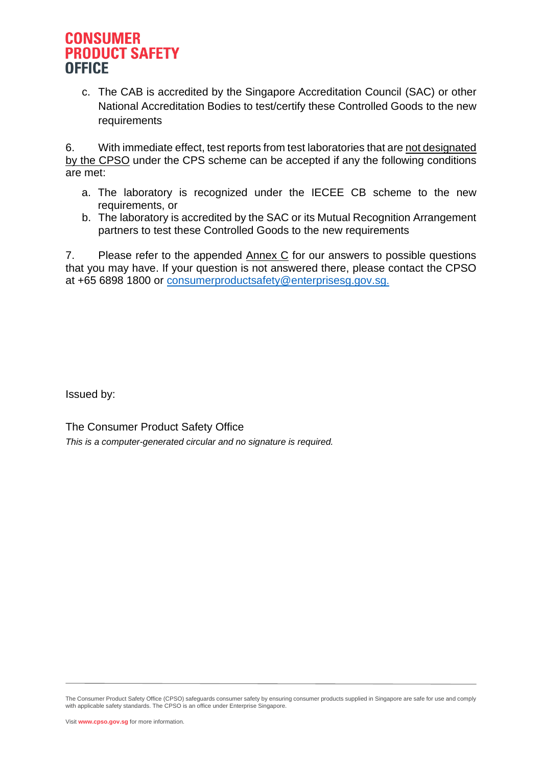c. The CAB is accredited by the Singapore Accreditation Council (SAC) or other National Accreditation Bodies to test/certify these Controlled Goods to the new requirements

6. With immediate effect, test reports from test laboratories that are <u>not designated by the CPSO</u> under the CPS scheme can be accepted if any the following conditions are met:

a. The laboratory is recognized under the IECEE CB scheme to the new requirements, or
b. The laboratory is accredited by the SAC or its Mutual Recognition Arrangement partners to test these Controlled Goods to the new requirements

7. Please refer to the appended <u>Annex C</u> for our answers to possible questions that you may have. If your question is not answered there, please contact the CPSO at +65 6898 1800 or consumerproductsafety@enterprisesg.gov.sg.

Issued by:

The Consumer Product Safety Office

*This is a computer-generated circular and no signature is required.*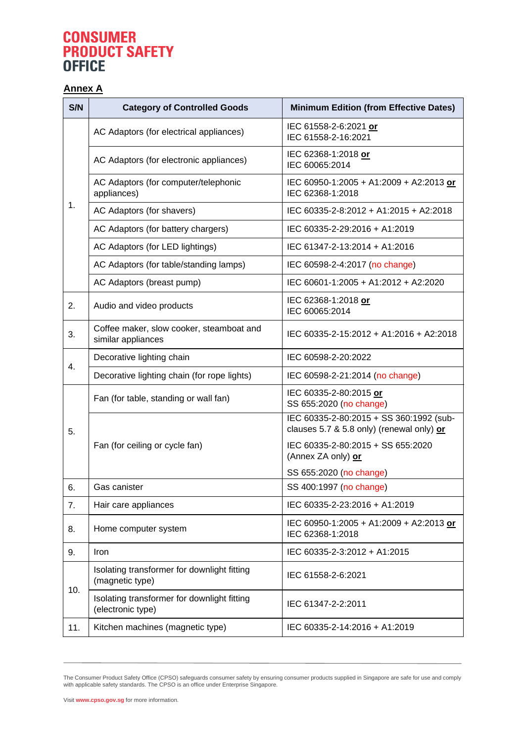# CONSUMER PRODUCT SAFETY OFFICE

## Annex A

| S/N | Category of Controlled Goods | Minimum Edition (from Effective Dates) |
|---|---|---|
| 1. | AC Adaptors (for electrical appliances) | IEC 61558-2-6:2021 **or** IEC 61558-2-16:2021 |
| | AC Adaptors (for electronic appliances) | IEC 62368-1:2018 **or** IEC 60065:2014 |
| | AC Adaptors (for computer/telephonic appliances) | IEC 60950-1:2005 + A1:2009 + A2:2013 **or** IEC 62368-1:2018 |
| | AC Adaptors (for shavers) | IEC 60335-2-8:2012 + A1:2015 + A2:2018 |
| | AC Adaptors (for battery chargers) | IEC 60335-2-29:2016 + A1:2019 |
| | AC Adaptors (for LED lightings) | IEC 61347-2-13:2014 + A1:2016 |
| | AC Adaptors (for table/standing lamps) | IEC 60598-2-4:2017 (no change) |
| | AC Adaptors (breast pump) | IEC 60601-1:2005 + A1:2012 + A2:2020 |
| 2. | Audio and video products | IEC 62368-1:2018 **or** IEC 60065:2014 |
| 3. | Coffee maker, slow cooker, steamboat and similar appliances | IEC 60335-2-15:2012 + A1:2016 + A2:2018 |
| 4. | Decorative lighting chain | IEC 60598-2-20:2022 |
| | Decorative lighting chain (for rope lights) | IEC 60598-2-21:2014 (no change) |
| 5. | Fan (for table, standing or wall fan) | IEC 60335-2-80:2015 **or** SS 655:2020 (no change) |
| | Fan (for ceiling or cycle fan) | IEC 60335-2-80:2015 + SS 360:1992 (sub-clauses 5.7 & 5.8 only) (renewal only) **or** IEC 60335-2-80:2015 + SS 655:2020 (Annex ZA only) **or** SS 655:2020 (no change) |
| 6. | Gas canister | SS 400:1997 (no change) |
| 7. | Hair care appliances | IEC 60335-2-23:2016 + A1:2019 |
| 8. | Home computer system | IEC 60950-1:2005 + A1:2009 + A2:2013 **or** IEC 62368-1:2018 |
| 9. | Iron | IEC 60335-2-3:2012 + A1:2015 |
| 10. | Isolating transformer for downlight fitting (magnetic type) | IEC 61558-2-6:2021 |
| | Isolating transformer for downlight fitting (electronic type) | IEC 61347-2-2:2011 |
| 11. | Kitchen machines (magnetic type) | IEC 60335-2-14:2016 + A1:2019 |

The Consumer Product Safety Office (CPSO) safeguards consumer safety by ensuring consumer products supplied in Singapore are safe for use and comply with applicable safety standards. The CPSO is an office under Enterprise Singapore.

Visit www.cpso.gov.sg for more information.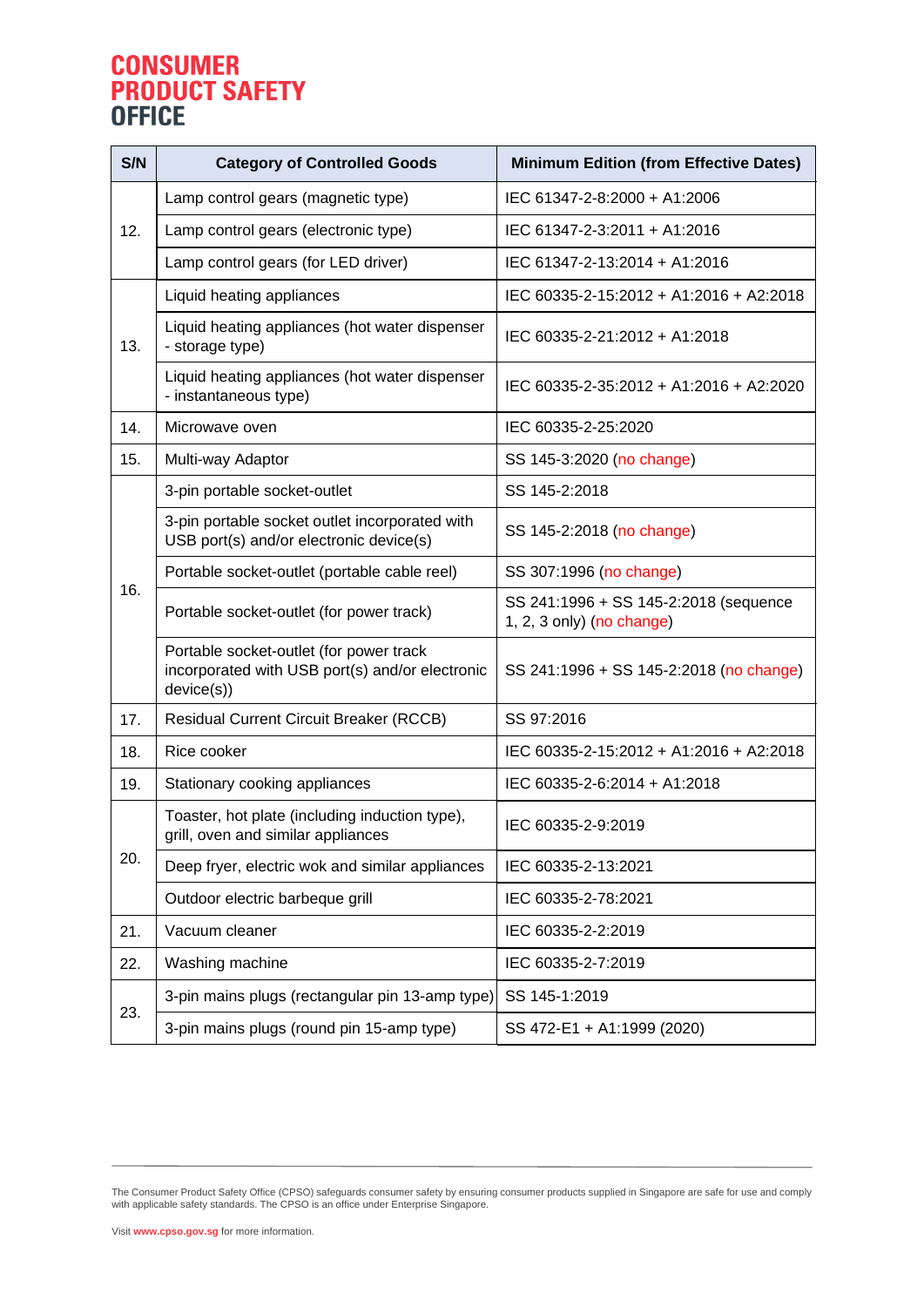# CONSUMER PRODUCT SAFETY OFFICE

| S/N | Category of Controlled Goods | Minimum Edition (from Effective Dates) |
|---|---|---|
| 12. | Lamp control gears (magnetic type) | IEC 61347-2-8:2000 + A1:2006 |
| | Lamp control gears (electronic type) | IEC 61347-2-3:2011 + A1:2016 |
| | Lamp control gears (for LED driver) | IEC 61347-2-13:2014 + A1:2016 |
| 13. | Liquid heating appliances | IEC 60335-2-15:2012 + A1:2016 + A2:2018 |
| | Liquid heating appliances (hot water dispenser - storage type) | IEC 60335-2-21:2012 + A1:2018 |
| | Liquid heating appliances (hot water dispenser - instantaneous type) | IEC 60335-2-35:2012 + A1:2016 + A2:2020 |
| 14. | Microwave oven | IEC 60335-2-25:2020 |
| 15. | Multi-way Adaptor | SS 145-3:2020 (no change) |
| 16. | 3-pin portable socket-outlet | SS 145-2:2018 |
| | 3-pin portable socket outlet incorporated with USB port(s) and/or electronic device(s) | SS 145-2:2018 (no change) |
| | Portable socket-outlet (portable cable reel) | SS 307:1996 (no change) |
| | Portable socket-outlet (for power track) | SS 241:1996 + SS 145-2:2018 (sequence 1, 2, 3 only) (no change) |
| | Portable socket-outlet (for power track incorporated with USB port(s) and/or electronic device(s)) | SS 241:1996 + SS 145-2:2018 (no change) |
| 17. | Residual Current Circuit Breaker (RCCB) | SS 97:2016 |
| 18. | Rice cooker | IEC 60335-2-15:2012 + A1:2016 + A2:2018 |
| 19. | Stationary cooking appliances | IEC 60335-2-6:2014 + A1:2018 |
| 20. | Toaster, hot plate (including induction type), grill, oven and similar appliances | IEC 60335-2-9:2019 |
| | Deep fryer, electric wok and similar appliances | IEC 60335-2-13:2021 |
| | Outdoor electric barbeque grill | IEC 60335-2-78:2021 |
| 21. | Vacuum cleaner | IEC 60335-2-2:2019 |
| 22. | Washing machine | IEC 60335-2-7:2019 |
| 23. | 3-pin mains plugs (rectangular pin 13-amp type) | SS 145-1:2019 |
| | 3-pin mains plugs (round pin 15-amp type) | SS 472-E1 + A1:1999 (2020) |

The Consumer Product Safety Office (CPSO) safeguards consumer safety by ensuring consumer products supplied in Singapore are safe for use and comply with applicable safety standards. The CPSO is an office under Enterprise Singapore.

Visit www.cpso.gov.sg for more information.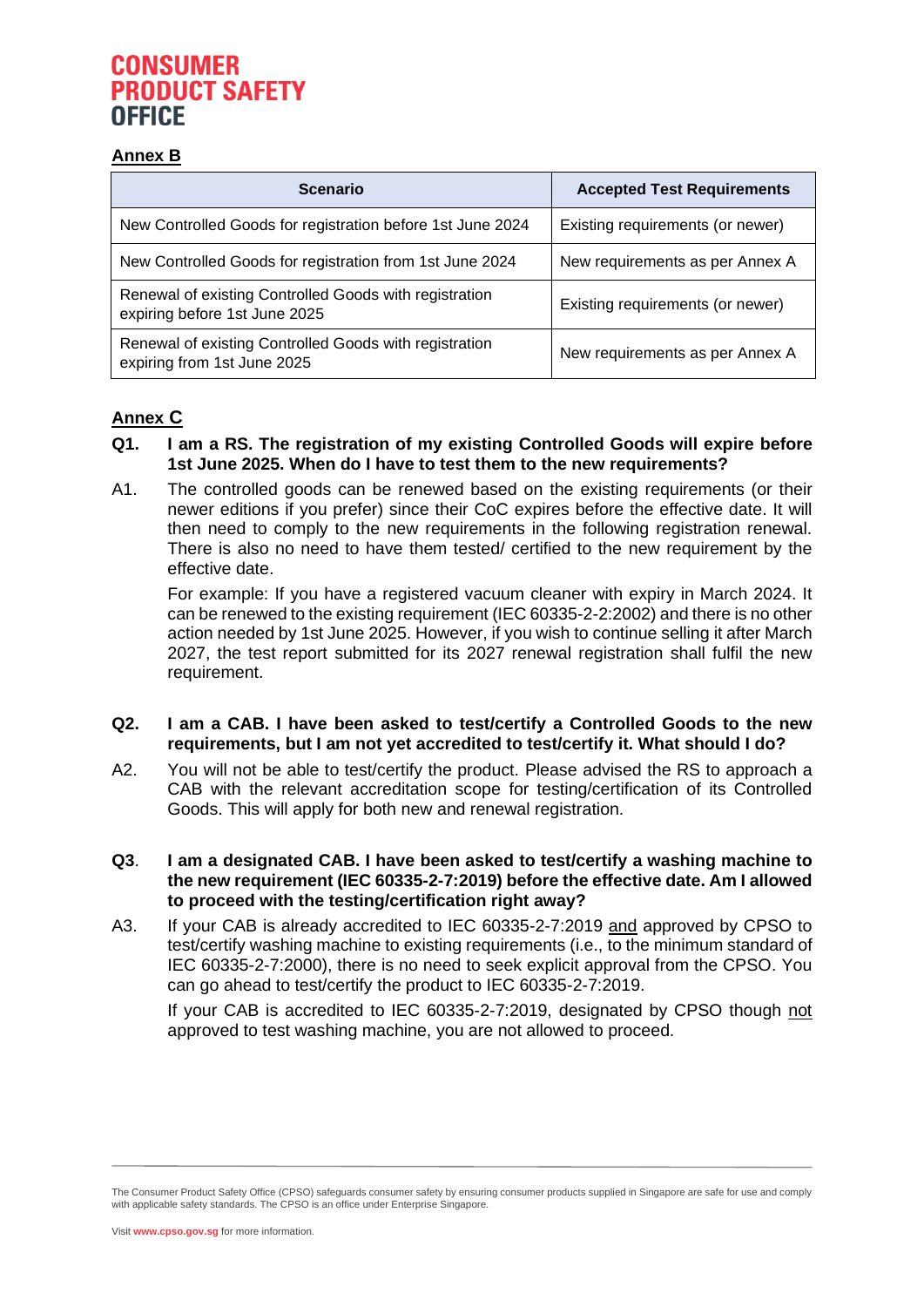**CONSUMER PRODUCT SAFETY OFFICE**

## Annex B

| Scenario | Accepted Test Requirements |
| --- | --- |
| New Controlled Goods for registration before 1st June 2024 | Existing requirements (or newer) |
| New Controlled Goods for registration from 1st June 2024 | New requirements as per Annex A |
| Renewal of existing Controlled Goods with registration expiring before 1st June 2025 | Existing requirements (or newer) |
| Renewal of existing Controlled Goods with registration expiring from 1st June 2025 | New requirements as per Annex A |

## Annex C

**Q1. I am a RS. The registration of my existing Controlled Goods will expire before 1st June 2025. When do I have to test them to the new requirements?**

A1. The controlled goods can be renewed based on the existing requirements (or their newer editions if you prefer) since their CoC expires before the effective date. It will then need to comply to the new requirements in the following registration renewal. There is also no need to have them tested/ certified to the new requirement by the effective date.

For example: If you have a registered vacuum cleaner with expiry in March 2024. It can be renewed to the existing requirement (IEC 60335-2-2:2002) and there is no other action needed by 1st June 2025. However, if you wish to continue selling it after March 2027, the test report submitted for its 2027 renewal registration shall fulfil the new requirement.

**Q2. I am a CAB. I have been asked to test/certify a Controlled Goods to the new requirements, but I am not yet accredited to test/certify it. What should I do?**

A2. You will not be able to test/certify the product. Please advised the RS to approach a CAB with the relevant accreditation scope for testing/certification of its Controlled Goods. This will apply for both new and renewal registration.

**Q3. I am a designated CAB. I have been asked to test/certify a washing machine to the new requirement (IEC 60335-2-7:2019) before the effective date. Am I allowed to proceed with the testing/certification right away?**

A3. If your CAB is already accredited to IEC 60335-2-7:2019 and approved by CPSO to test/certify washing machine to existing requirements (i.e., to the minimum standard of IEC 60335-2-7:2000), there is no need to seek explicit approval from the CPSO. You can go ahead to test/certify the product to IEC 60335-2-7:2019.

If your CAB is accredited to IEC 60335-2-7:2019, designated by CPSO though not approved to test washing machine, you are not allowed to proceed.

The Consumer Product Safety Office (CPSO) safeguards consumer safety by ensuring consumer products supplied in Singapore are safe for use and comply with applicable safety standards. The CPSO is an office under Enterprise Singapore.

Visit www.cpso.gov.sg for more information.